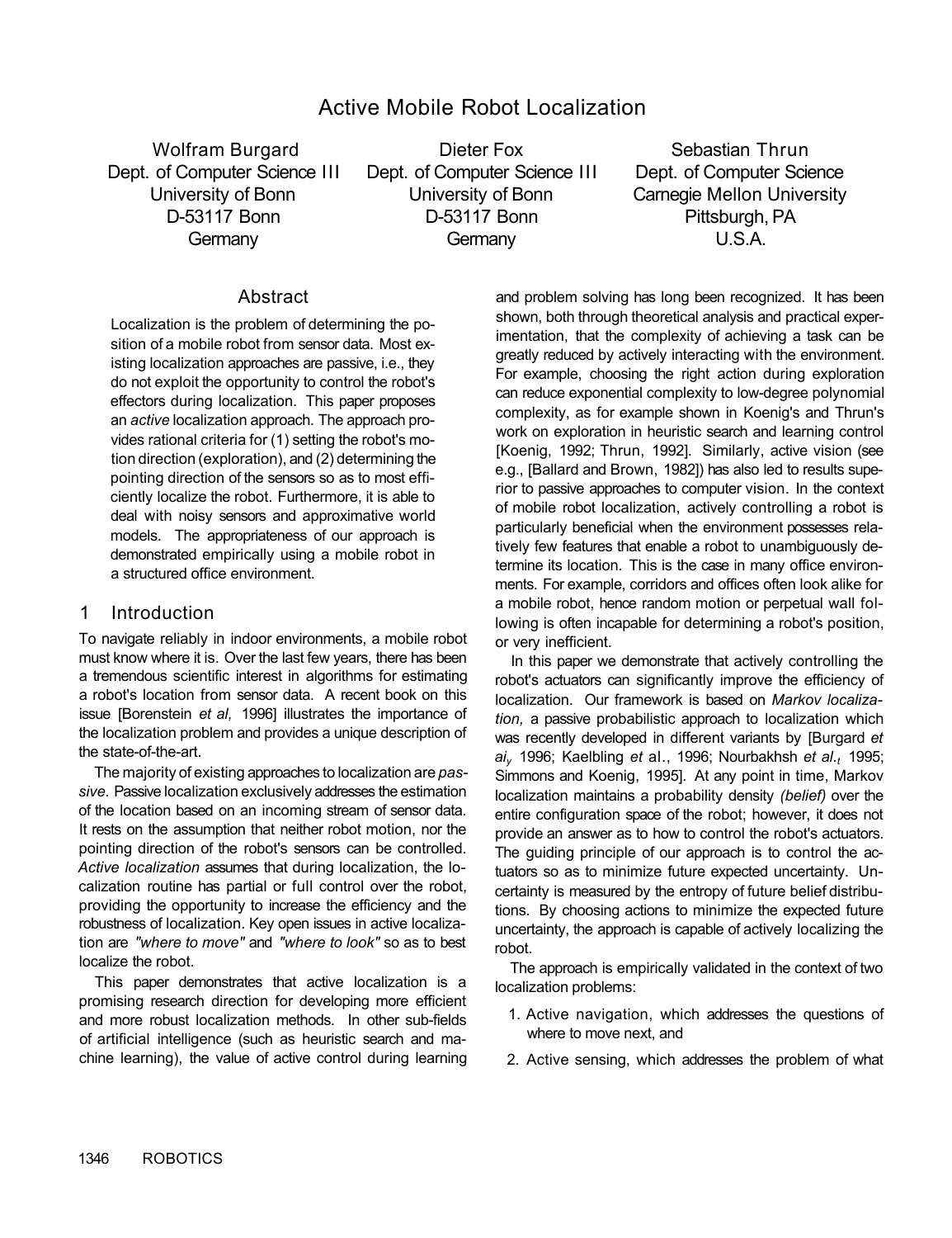# Active Mobile Robot Localization

Wolfram Burgard
Dept. of Computer Science III
University of Bonn
D-53117 Bonn
Germany

Dieter Fox
Dept. of Computer Science III
University of Bonn
D-53117 Bonn
Germany

Sebastian Thrun
Dept. of Computer Science
Carnegie Mellon University
Pittsburgh, PA
U.S.A.

## Abstract

Localization is the problem of determining the position of a mobile robot from sensor data. Most existing localization approaches are passive, i.e., they do not exploit the opportunity to control the robot's effectors during localization. This paper proposes an *active* localization approach. The approach provides rational criteria for (1) setting the robot's motion direction (exploration), and (2) determining the pointing direction of the sensors so as to most efficiently localize the robot. Furthermore, it is able to deal with noisy sensors and approximative world models. The appropriateness of our approach is demonstrated empirically using a mobile robot in a structured office environment.

## 1 Introduction

To navigate reliably in indoor environments, a mobile robot must know where it is. Over the last few years, there has been a tremendous scientific interest in algorithms for estimating a robot's location from sensor data. A recent book on this issue [Borenstein *et al,* 1996] illustrates the importance of the localization problem and provides a unique description of the state-of-the-art.

The majority of existing approaches to localization are *passive.* Passive localization exclusively addresses the estimation of the location based on an incoming stream of sensor data. It rests on the assumption that neither robot motion, nor the pointing direction of the robot's sensors can be controlled. *Active localization* assumes that during localization, the localization routine has partial or full control over the robot, providing the opportunity to increase the efficiency and the robustness of localization. Key open issues in active localization are *"where to move"* and *"where to look"* so as to best localize the robot.

This paper demonstrates that active localization is a promising research direction for developing more efficient and more robust localization methods. In other sub-fields of artificial intelligence (such as heuristic search and machine learning), the value of active control during learning and problem solving has long been recognized. It has been shown, both through theoretical analysis and practical experimentation, that the complexity of achieving a task can be greatly reduced by actively interacting with the environment. For example, choosing the right action during exploration can reduce exponential complexity to low-degree polynomial complexity, as for example shown in Koenig's and Thrun's work on exploration in heuristic search and learning control [Koenig, 1992; Thrun, 1992]. Similarly, active vision (see e.g., [Ballard and Brown, 1982]) has also led to results superior to passive approaches to computer vision. In the context of mobile robot localization, actively controlling a robot is particularly beneficial when the environment possesses relatively few features that enable a robot to unambiguously determine its location. This is the case in many office environments. For example, corridors and offices often look alike for a mobile robot, hence random motion or perpetual wall following is often incapable for determining a robot's position, or very inefficient.

In this paper we demonstrate that actively controlling the robot's actuators can significantly improve the efficiency of localization. Our framework is based on *Markov localization,* a passive probabilistic approach to localization which was recently developed in different variants by [Burgard *et al.,* 1996; Kaelbling *et* al., 1996; Nourbakhsh *et al.,* 1995; Simmons and Koenig, 1995]. At any point in time, Markov localization maintains a probability density *(belief)* over the entire configuration space of the robot; however, it does not provide an answer as to how to control the robot's actuators. The guiding principle of our approach is to control the actuators so as to minimize future expected uncertainty. Uncertainty is measured by the entropy of future belief distributions. By choosing actions to minimize the expected future uncertainty, the approach is capable of actively localizing the robot.

The approach is empirically validated in the context of two localization problems:

1. Active navigation, which addresses the questions of where to move next, and
2. Active sensing, which addresses the problem of what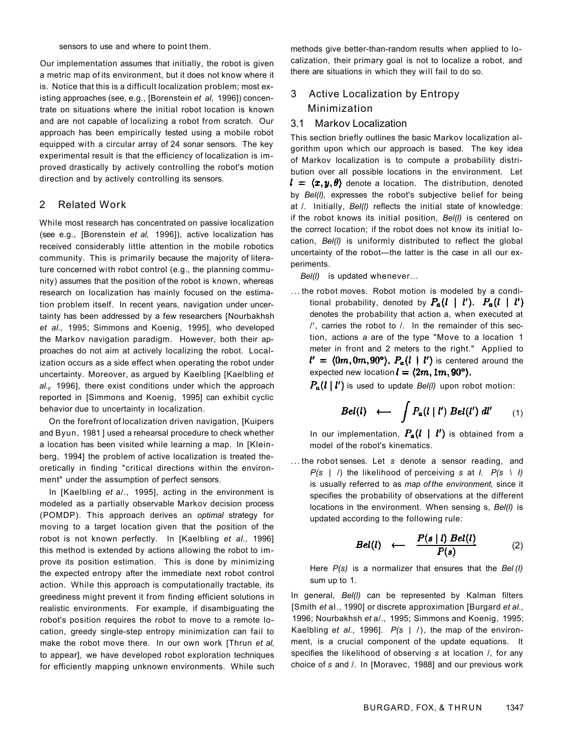sensors to use and where to point them.

Our implementation assumes that initially, the robot is given a metric map of its environment, but it does not know where it is. Notice that this is a difficult localization problem; most existing approaches (see, e.g., [Borenstein *et al,* 1996]) concentrate on situations where the initial robot location is known and are not capable of localizing a robot from scratch. Our approach has been empirically tested using a mobile robot equipped with a circular array of 24 sonar sensors. The key experimental result is that the efficiency of localization is improved drastically by actively controlling the robot's motion direction and by actively controlling its sensors.

## 2 Related Work

While most research has concentrated on passive localization (see e.g., [Borenstein *et al,* 1996]), active localization has received considerably little attention in the mobile robotics community. This is primarily because the majority of literature concerned with robot control (e.g., the planning community) assumes that the position of the robot is known, whereas research on localization has mainly focused on the estimation problem itself. In recent years, navigation under uncertainty has been addressed by a few researchers [Nourbakhsh *et al.,* 1995; Simmons and Koenig, 1995], who developed the Markov navigation paradigm. However, both their approaches do not aim at actively localizing the robot. Localization occurs as a side effect when operating the robot under uncertainty. Moreover, as argued by Kaelbling [Kaelbling *et al.,* 1996], there exist conditions under which the approach reported in [Simmons and Koenig, 1995] can exhibit cyclic behavior due to uncertainty in localization.

On the forefront of localization driven navigation, [Kuipers and Byun, 1981] used a rehearsal procedure to check whether a location has been visited while learning a map. In [Kleinberg, 1994] the problem of active localization is treated theoretically in finding "critical directions within the environment" under the assumption of perfect sensors.

In [Kaelbling *et al.*, 1995], acting in the environment is modeled as a partially observable Markov decision process (POMDP). This approach derives an *optimal* strategy for moving to a target location given that the position of the robot is not known perfectly. In [Kaelbling *et al.,* 1996] this method is extended by actions allowing the robot to improve its position estimation. This is done by minimizing the expected entropy after the immediate next robot control action. While this approach is computationally tractable, its greediness might prevent it from finding efficient solutions in realistic environments. For example, if disambiguating the robot's position requires the robot to move to a remote location, greedy single-step entropy minimization can fail to make the robot move there. In our own work [Thrun *et al,* to appear], we have developed robot exploration techniques for efficiently mapping unknown environments. While such methods give better-than-random results when applied to localization, their primary goal is not to localize a robot, and there are situations in which they will fail to do so.

## 3 Active Localization by Entropy Minimization

### 3.1 Markov Localization

This section briefly outlines the basic Markov localization algorithm upon which our approach is based. The key idea of Markov localization is to compute a probability distribution over all possible locations in the environment. Let $l = \langle x, y, \theta \rangle$ denote a location. The distribution, denoted by *Bel(l),* expresses the robot's subjective belief for being at $l$. Initially, *Bel(l)* reflects the initial state of knowledge: if the robot knows its initial position, *Bel(l)* is centered on the correct location; if the robot does not know its initial location, *Bel(l)* is uniformly distributed to reflect the global uncertainty of the robot—the latter is the case in all our experiments.

*Bel(l)* is updated whenever...

... the robot moves. Robot motion is modeled by a conditional probability, denoted by $P_a(l \mid l')$. $P_a(l \mid l')$ denotes the probability that action a, when executed at $l'$, carries the robot to $l$. In the remainder of this section, actions *a* are of the type "Move to a location 1 meter in front and 2 meters to the right." Applied to $l' = \langle 0m, 0m, 90°\rangle$, $P_a(l \mid l')$ is centered around the expected new location $l = \langle 2m, 1m, 90°\rangle$.

$P_a(l \mid l')$ is used to update *Bel(l)* upon robot motion:

$$Bel(l) \quad \longleftarrow \quad \int P_a(l \mid l')\, Bel(l')\, dl' \qquad (1)$$

In our implementation, $P_a(l \mid l')$ is obtained from a model of the robot's kinematics.

... the robot senses. Let *s* denote a sensor reading, and $P(s \mid l)$ the likelihood of perceiving *s* at $l$. $P(s \mid l)$ is usually referred to as *map of the environment,* since it specifies the probability of observations at the different locations in the environment. When sensing s, *Bel(l)* is updated according to the following rule:

$$Bel(l) \quad \longleftarrow \quad \frac{P(s \mid l)\, Bel(l)}{P(s)} \qquad (2)$$

Here *P(s)* is a normalizer that ensures that the *Bel(l)* sum up to 1.

In general, *Bel(l)* can be represented by Kalman filters [Smith *et al.*, 1990] or discrete approximation [Burgard *et al.,* 1996; Nourbakhsh *et al.*, 1995; Simmons and Koenig, 1995; Kaelbling *et al.,* 1996]. $P(s \mid l)$, the map of the environment, is a crucial component of the update equations. It specifies the likelihood of observing *s* at location $l$, for any choice of *s* and $l$. In [Moravec, 1988] and our previous work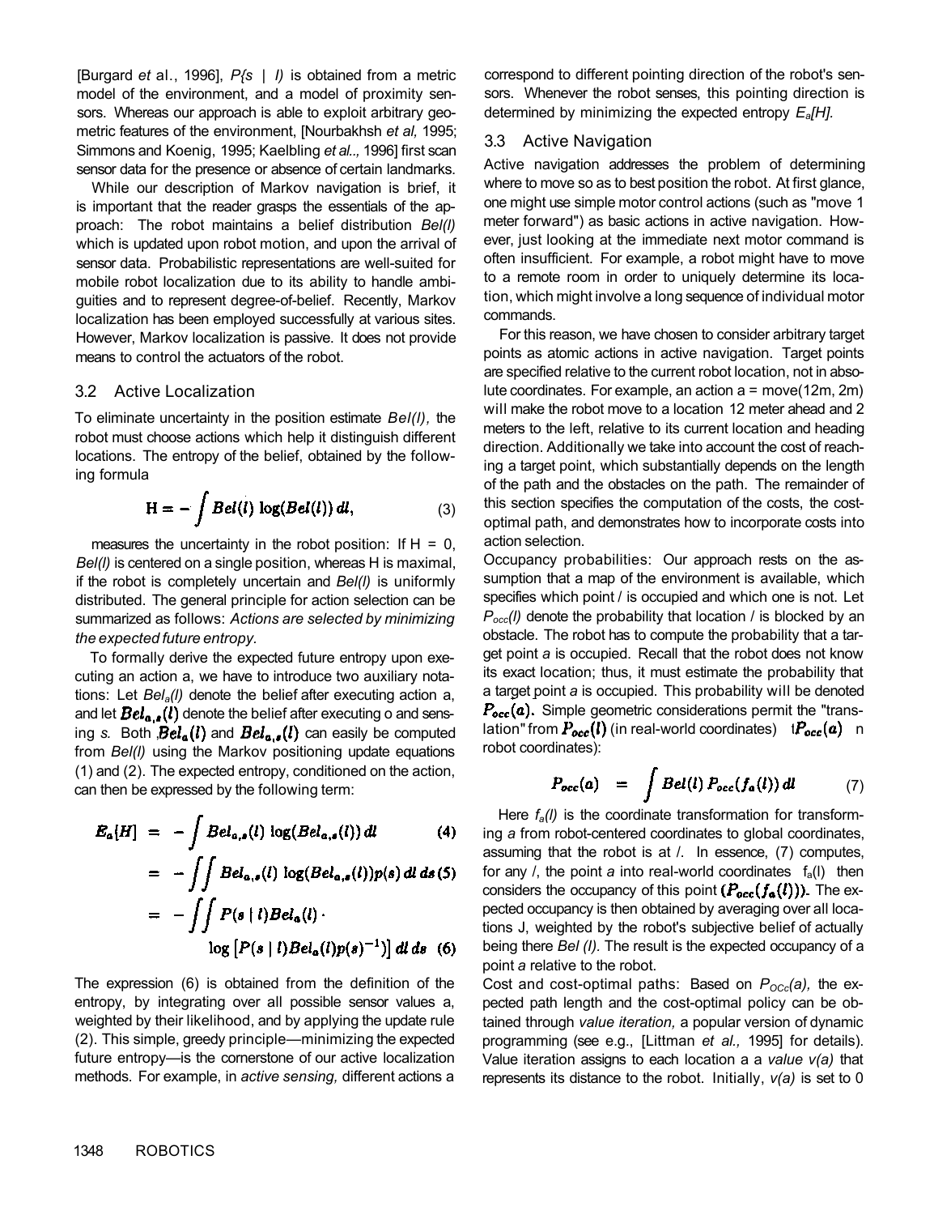[Burgard *et al.*, 1996], $P(s \mid l)$ is obtained from a metric model of the environment, and a model of proximity sensors. Whereas our approach is able to exploit arbitrary geometric features of the environment, [Nourbakhsh *et al,* 1995; Simmons and Koenig, 1995; Kaelbling *et al.,* 1996] first scan sensor data for the presence or absence of certain landmarks.

While our description of Markov navigation is brief, it is important that the reader grasps the essentials of the approach: The robot maintains a belief distribution $Bel(l)$ which is updated upon robot motion, and upon the arrival of sensor data. Probabilistic representations are well-suited for mobile robot localization due to its ability to handle ambiguities and to represent degree-of-belief. Recently, Markov localization has been employed successfully at various sites. However, Markov localization is passive. It does not provide means to control the actuators of the robot.

## 3.2 Active Localization

To eliminate uncertainty in the position estimate $Bel(l)$, the robot must choose actions which help it distinguish different locations. The entropy of the belief, obtained by the following formula

$$H = -\int Bel(l)\,\log(Bel(l))\,dl, \tag{3}$$

measures the uncertainty in the robot position: If $H = 0$, $Bel(l)$ is centered on a single position, whereas H is maximal, if the robot is completely uncertain and $Bel(l)$ is uniformly distributed. The general principle for action selection can be summarized as follows: *Actions are selected by minimizing the expected future entropy.*

To formally derive the expected future entropy upon executing an action a, we have to introduce two auxiliary notations: Let $Bel_a(l)$ denote the belief after executing action a, and let $Bel_{a,s}(l)$ denote the belief after executing o and sensing *s*. Both $Bel_a(l)$ and $Bel_{a,s}(l)$ can easily be computed from $Bel(l)$ using the Markov positioning update equations (1) and (2). The expected entropy, conditioned on the action, can then be expressed by the following term:

$$\begin{aligned}
E_a[H] &= -\int Bel_{a,s}(l)\,\log(Bel_{a,s}(l))\,dl &(4)\\
&= -\iint Bel_{a,s}(l)\,\log(Bel_{a,s}(l))p(s)\,dl\,ds &(5)\\
&= -\iint P(s \mid l)Bel_a(l)\cdot \\
&\qquad \log\left[P(s \mid l)Bel_a(l)p(s)^{-1}\right]\,dl\,ds &(6)
\end{aligned}$$

The expression (6) is obtained from the definition of the entropy, by integrating over all possible sensor values a, weighted by their likelihood, and by applying the update rule (2). This simple, greedy principle—minimizing the expected future entropy—is the cornerstone of our active localization methods. For example, in *active sensing,* different actions a correspond to different pointing direction of the robot's sensors. Whenever the robot senses, this pointing direction is determined by minimizing the expected entropy $E_a[H]$.

## 3.3 Active Navigation

Active navigation addresses the problem of determining where to move so as to best position the robot. At first glance, one might use simple motor control actions (such as "move 1 meter forward") as basic actions in active navigation. However, just looking at the immediate next motor command is often insufficient. For example, a robot might have to move to a remote room in order to uniquely determine its location, which might involve a long sequence of individual motor commands.

For this reason, we have chosen to consider arbitrary target points as atomic actions in active navigation. Target points are specified relative to the current robot location, not in absolute coordinates. For example, an action a = move(12m, 2m) will make the robot move to a location 12 meter ahead and 2 meters to the left, relative to its current location and heading direction. Additionally we take into account the cost of reaching a target point, which substantially depends on the length of the path and the obstacles on the path. The remainder of this section specifies the computation of the costs, the cost-optimal path, and demonstrates how to incorporate costs into action selection.

Occupancy probabilities: Our approach rests on the assumption that a map of the environment is available, which specifies which point / is occupied and which one is not. Let $P_{occ}(l)$ denote the probability that location / is blocked by an obstacle. The robot has to compute the probability that a target point *a* is occupied. Recall that the robot does not know its exact location; thus, it must estimate the probability that a target point *a* is occupied. This probability will be denoted $P_{occ}(a)$. Simple geometric considerations permit the "translation" from $P_{occ}(l)$ (in real-world coordinates) t $P_{occ}(a)$ n robot coordinates):

$$P_{occ}(a) \;=\; \int Bel(l)\,P_{occ}(f_a(l))\,dl \tag{7}$$

Here $f_a(l)$ is the coordinate transformation for transforming *a* from robot-centered coordinates to global coordinates, assuming that the robot is at /. In essence, (7) computes, for any /, the point *a* into real-world coordinates $f_a(l)$ then considers the occupancy of this point $(P_{occ}(f_a(l)))$. The expected occupancy is then obtained by averaging over all locations J, weighted by the robot's subjective belief of actually being there $Bel(l)$. The result is the expected occupancy of a point *a* relative to the robot.

Cost and cost-optimal paths: Based on $P_{occ}(a)$, the expected path length and the cost-optimal policy can be obtained through *value iteration,* a popular version of dynamic programming (see e.g., [Littman *et al.,* 1995] for details). Value iteration assigns to each location a a *value* $v(a)$ that represents its distance to the robot. Initially, $v(a)$ is set to 0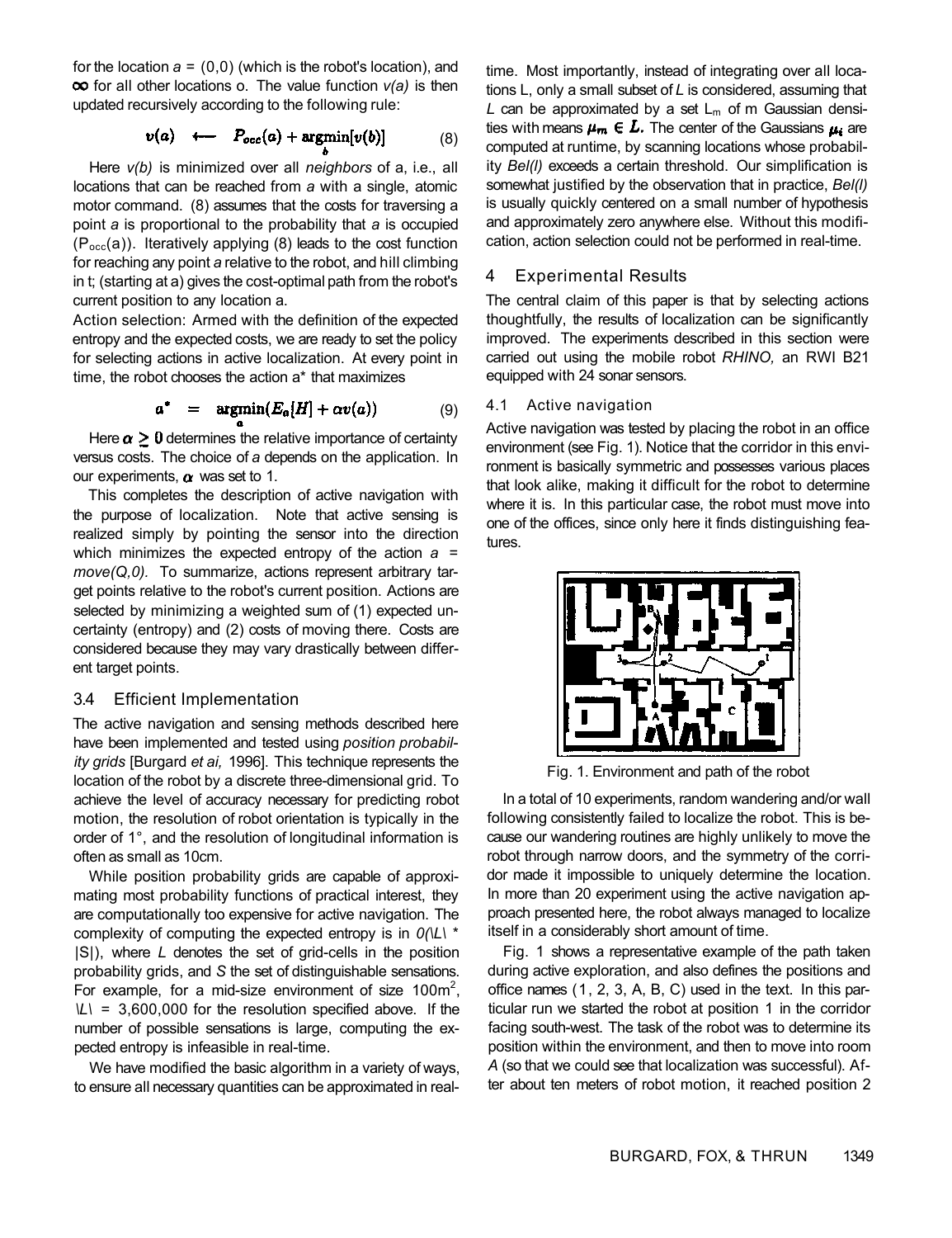for the location $a = (0,0)$ (which is the robot's location), and $\infty$ for all other locations o. The value function $v(a)$ is then updated recursively according to the following rule:

$$v(a) \quad \longleftarrow \quad P_{occ}(a) + \underset{b}{\text{argmin}}[v(b)] \tag{8}$$

Here $v(b)$ is minimized over all *neighbors* of a, i.e., all locations that can be reached from *a* with a single, atomic motor command. (8) assumes that the costs for traversing a point *a* is proportional to the probability that *a* is occupied ($P_{occ}(a)$). Iteratively applying (8) leads to the cost function for reaching any point *a* relative to the robot, and hill climbing in t; (starting at a) gives the cost-optimal path from the robot's current position to any location a.

Action selection: Armed with the definition of the expected entropy and the expected costs, we are ready to set the policy for selecting actions in active localization. At every point in time, the robot chooses the action a* that maximizes

$$a^* \quad = \quad \underset{a}{\text{argmin}}(E_a[H] + \alpha v(a)) \tag{9}$$

Here $\alpha \geq 0$ determines the relative importance of certainty versus costs. The choice of *a* depends on the application. In our experiments, $\alpha$ was set to 1.

This completes the description of active navigation with the purpose of localization. Note that active sensing is realized simply by pointing the sensor into the direction which minimizes the expected entropy of the action $a$ = *move(Q,0).* To summarize, actions represent arbitrary target points relative to the robot's current position. Actions are selected by minimizing a weighted sum of (1) expected uncertainty (entropy) and (2) costs of moving there. Costs are considered because they may vary drastically between different target points.

## 3.4 Efficient Implementation

The active navigation and sensing methods described here have been implemented and tested using *position probability grids* [Burgard *et ai,* 1996]. This technique represents the location of the robot by a discrete three-dimensional grid. To achieve the level of accuracy necessary for predicting robot motion, the resolution of robot orientation is typically in the order of 1°, and the resolution of longitudinal information is often as small as 10cm.

While position probability grids are capable of approximating most probability functions of practical interest, they are computationally too expensive for active navigation. The complexity of computing the expected entropy is in $0(|L| * |S|)$, where *L* denotes the set of grid-cells in the position probability grids, and *S* the set of distinguishable sensations. For example, for a mid-size environment of size $100\text{m}^2$, $|L| = 3{,}600{,}000$ for the resolution specified above. If the number of possible sensations is large, computing the expected entropy is infeasible in real-time.

We have modified the basic algorithm in a variety of ways, to ensure all necessary quantities can be approximated in real-time. Most importantly, instead of integrating over all locations L, only a small subset of *L* is considered, assuming that *L* can be approximated by a set $L_m$ of m Gaussian densities with means $\mu_m \in L$. The center of the Gaussians $\mu_i$ are computed at runtime, by scanning locations whose probability *Bel(l)* exceeds a certain threshold. Our simplification is somewhat justified by the observation that in practice, *Bel(l)* is usually quickly centered on a small number of hypothesis and approximately zero anywhere else. Without this modification, action selection could not be performed in real-time.

# 4 Experimental Results

The central claim of this paper is that by selecting actions thoughtfully, the results of localization can be significantly improved. The experiments described in this section were carried out using the mobile robot *RHINO,* an RWI B21 equipped with 24 sonar sensors.

## 4.1 Active navigation

Active navigation was tested by placing the robot in an office environment (see Fig. 1). Notice that the corridor in this environment is basically symmetric and possesses various places that look alike, making it difficult for the robot to determine where it is. In this particular case, the robot must move into one of the offices, since only here it finds distinguishing features.

Fig. 1. Environment and path of the robot

In a total of 10 experiments, random wandering and/or wall following consistently failed to localize the robot. This is because our wandering routines are highly unlikely to move the robot through narrow doors, and the symmetry of the corridor made it impossible to uniquely determine the location. In more than 20 experiment using the active navigation approach presented here, the robot always managed to localize itself in a considerably short amount of time.

Fig. 1 shows a representative example of the path taken during active exploration, and also defines the positions and office names (1, 2, 3, A, B, C) used in the text. In this particular run we started the robot at position 1 in the corridor facing south-west. The task of the robot was to determine its position within the environment, and then to move into room *A* (so that we could see that localization was successful). After about ten meters of robot motion, it reached position 2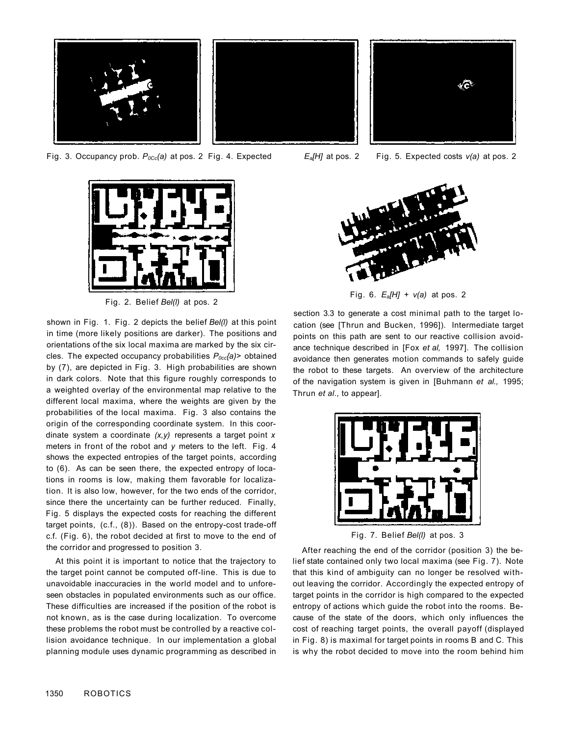Fig. 3. Occupancy prob. $P_{Occ}(a)$ at pos. 2

Fig. 4. Expected $E_a[H]$ at pos. 2

Fig. 5. Expected costs $v(a)$ at pos. 2

Fig. 2. Belief $Bel(l)$ at pos. 2

Fig. 6. $E_a[H] + v(a)$ at pos. 2

shown in Fig. 1. Fig. 2 depicts the belief $Bel(l)$ at this point in time (more likely positions are darker). The positions and orientations of the six local maxima are marked by the six circles. The expected occupancy probabilities $P_{occ}(a)$> obtained by (7), are depicted in Fig. 3. High probabilities are shown in dark colors. Note that this figure roughly corresponds to a weighted overlay of the environmental map relative to the different local maxima, where the weights are given by the probabilities of the local maxima. Fig. 3 also contains the origin of the corresponding coordinate system. In this coordinate system a coordinate $(x,y)$ represents a target point $x$ meters in front of the robot and $y$ meters to the left. Fig. 4 shows the expected entropies of the target points, according to (6). As can be seen there, the expected entropy of locations in rooms is low, making them favorable for localization. It is also low, however, for the two ends of the corridor, since there the uncertainty can be further reduced. Finally, Fig. 5 displays the expected costs for reaching the different target points, (c.f., (8)). Based on the entropy-cost trade-off c.f. (Fig. 6), the robot decided at first to move to the end of the corridor and progressed to position 3.

At this point it is important to notice that the trajectory to the target point cannot be computed off-line. This is due to unavoidable inaccuracies in the world model and to unforeseen obstacles in populated environments such as our office. These difficulties are increased if the position of the robot is not known, as is the case during localization. To overcome these problems the robot must be controlled by a reactive collision avoidance technique. In our implementation a global planning module uses dynamic programming as described in section 3.3 to generate a cost minimal path to the target location (see [Thrun and Bucken, 1996]). Intermediate target points on this path are sent to our reactive collision avoidance technique described in [Fox *et al,* 1997]. The collision avoidance then generates motion commands to safely guide the robot to these targets. An overview of the architecture of the navigation system is given in [Buhmann *et al.,* 1995; Thrun *et al.,* to appear].

Fig. 7. Belief $Bel(l)$ at pos. 3

After reaching the end of the corridor (position 3) the belief state contained only two local maxima (see Fig. 7). Note that this kind of ambiguity can no longer be resolved without leaving the corridor. Accordingly the expected entropy of target points in the corridor is high compared to the expected entropy of actions which guide the robot into the rooms. Because of the state of the doors, which only influences the cost of reaching target points, the overall payoff (displayed in Fig. 8) is maximal for target points in rooms B and C. This is why the robot decided to move into the room behind him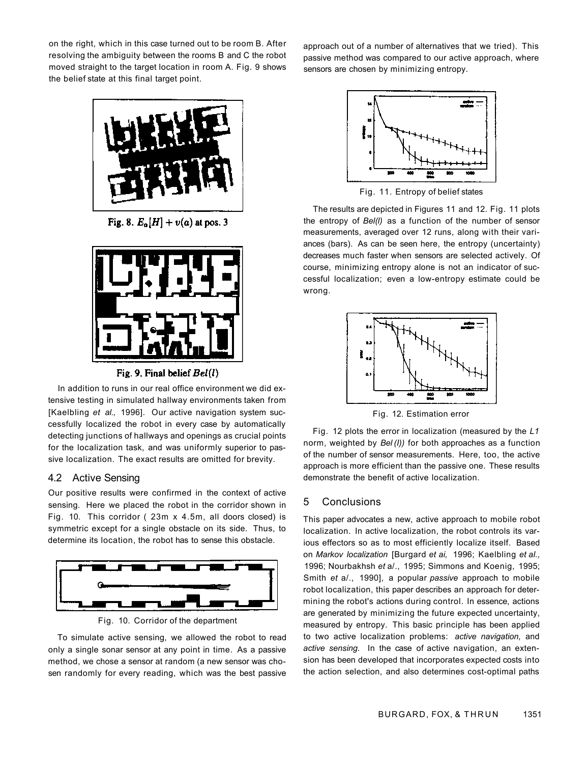on the right, which in this case turned out to be room B. After resolving the ambiguity between the rooms B and C the robot moved straight to the target location in room A. Fig. 9 shows the belief state at this final target point.

Fig. 8. $E_a[H] + v(a)$ at pos. 3

Fig. 9. Final belief $Bel(l)$

In addition to runs in our real office environment we did extensive testing in simulated hallway environments taken from [Kaelbling *et al.,* 1996]. Our active navigation system successfully localized the robot in every case by automatically detecting junctions of hallways and openings as crucial points for the localization task, and was uniformly superior to passive localization. The exact results are omitted for brevity.

## 4.2 Active Sensing

Our positive results were confirmed in the context of active sensing. Here we placed the robot in the corridor shown in Fig. 10. This corridor ( 23m x 4.5m, all doors closed) is symmetric except for a single obstacle on its side. Thus, to determine its location, the robot has to sense this obstacle.

Fig. 10. Corridor of the department

To simulate active sensing, we allowed the robot to read only a single sonar sensor at any point in time. As a passive method, we chose a sensor at random (a new sensor was chosen randomly for every reading, which was the best passive approach out of a number of alternatives that we tried). This passive method was compared to our active approach, where sensors are chosen by minimizing entropy.

Fig. 11. Entropy of belief states

The results are depicted in Figures 11 and 12. Fig. 11 plots the entropy of $Bel(l)$ as a function of the number of sensor measurements, averaged over 12 runs, along with their variances (bars). As can be seen here, the entropy (uncertainty) decreases much faster when sensors are selected actively. Of course, minimizing entropy alone is not an indicator of successful localization; even a low-entropy estimate could be wrong.

Fig. 12. Estimation error

Fig. 12 plots the error in localization (measured by the $L1$ norm, weighted by $Bel(l)$) for both approaches as a function of the number of sensor measurements. Here, too, the active approach is more efficient than the passive one. These results demonstrate the benefit of active localization.

## 5 Conclusions

This paper advocates a new, active approach to mobile robot localization. In active localization, the robot controls its various effectors so as to most efficiently localize itself. Based on *Markov localization* [Burgard *et ai,* 1996; Kaelbling *et al.,* 1996; Nourbakhsh *et al.,* 1995; Simmons and Koenig, 1995; Smith *et al.,* 1990], a popular *passive* approach to mobile robot localization, this paper describes an approach for determining the robot's actions during control. In essence, actions are generated by minimizing the future expected uncertainty, measured by entropy. This basic principle has been applied to two active localization problems: *active navigation,* and *active sensing.* In the case of active navigation, an extension has been developed that incorporates expected costs into the action selection, and also determines cost-optimal paths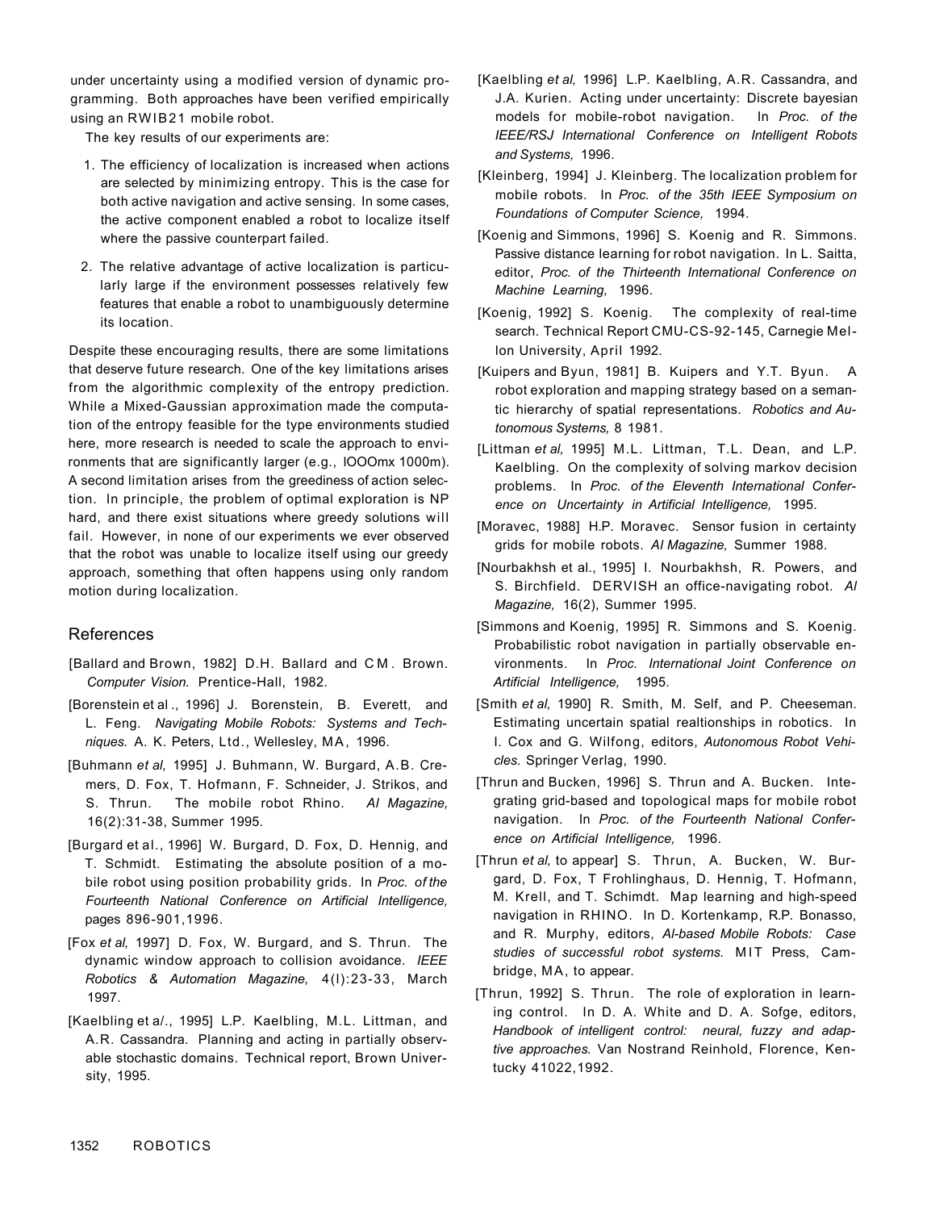under uncertainty using a modified version of dynamic programming. Both approaches have been verified empirically using an RWIB21 mobile robot.

The key results of our experiments are:

1. The efficiency of localization is increased when actions are selected by minimizing entropy. This is the case for both active navigation and active sensing. In some cases, the active component enabled a robot to localize itself where the passive counterpart failed.

2. The relative advantage of active localization is particularly large if the environment possesses relatively few features that enable a robot to unambiguously determine its location.

Despite these encouraging results, there are some limitations that deserve future research. One of the key limitations arises from the algorithmic complexity of the entropy prediction. While a Mixed-Gaussian approximation made the computation of the entropy feasible for the type environments studied here, more research is needed to scale the approach to environments that are significantly larger (e.g., lOOOmx 1000m). A second limitation arises from the greediness of action selection. In principle, the problem of optimal exploration is NP hard, and there exist situations where greedy solutions will fail. However, in none of our experiments we ever observed that the robot was unable to localize itself using our greedy approach, something that often happens using only random motion during localization.

## References

[Ballard and Brown, 1982] D.H. Ballard and C M . Brown. *Computer Vision.* Prentice-Hall, 1982.

[Borenstein et al ., 1996] J. Borenstein, B. Everett, and L. Feng. *Navigating Mobile Robots: Systems and Techniques.* A. K. Peters, Ltd., Wellesley, MA, 1996.

[Buhmann *et al,* 1995] J. Buhmann, W. Burgard, A.B. Cremers, D. Fox, T. Hofmann, F. Schneider, J. Strikos, and S. Thrun. The mobile robot Rhino. *Al Magazine,* 16(2):31-38, Summer 1995.

[Burgard et al., 1996] W. Burgard, D. Fox, D. Hennig, and T. Schmidt. Estimating the absolute position of a mobile robot using position probability grids. In *Proc. of the Fourteenth National Conference on Artificial Intelligence,* pages 896-901,1996.

[Fox *et al,* 1997] D. Fox, W. Burgard, and S. Thrun. The dynamic window approach to collision avoidance. *IEEE Robotics & Automation Magazine,* 4(l):23-33, March 1997.

[Kaelbling et a/., 1995] L.P. Kaelbling, M.L. Littman, and A.R. Cassandra. Planning and acting in partially observable stochastic domains. Technical report, Brown University, 1995.

[Kaelbling *et al,* 1996] L.P. Kaelbling, A.R. Cassandra, and J.A. Kurien. Acting under uncertainty: Discrete bayesian models for mobile-robot navigation. In *Proc. of the IEEE/RSJ International Conference on Intelligent Robots and Systems,* 1996.

[Kleinberg, 1994] J. Kleinberg. The localization problem for mobile robots. In *Proc. of the 35th IEEE Symposium on Foundations of Computer Science,* 1994.

[Koenig and Simmons, 1996] S. Koenig and R. Simmons. Passive distance learning for robot navigation. In L. Saitta, editor, *Proc. of the Thirteenth International Conference on Machine Learning,* 1996.

[Koenig, 1992] S. Koenig. The complexity of real-time search. Technical Report CMU-CS-92-145, Carnegie Mellon University, April 1992.

[Kuipers and Byun, 1981] B. Kuipers and Y.T. Byun. A robot exploration and mapping strategy based on a semantic hierarchy of spatial representations. *Robotics and Autonomous Systems,* 8 1981.

[Littman *et al,* 1995] M.L. Littman, T.L. Dean, and L.P. Kaelbling. On the complexity of solving markov decision problems. In *Proc. of the Eleventh International Conference on Uncertainty in Artificial Intelligence,* 1995.

[Moravec, 1988] H.P. Moravec. Sensor fusion in certainty grids for mobile robots. *Al Magazine,* Summer 1988.

[Nourbakhsh et al., 1995] I. Nourbakhsh, R. Powers, and S. Birchfield. DERVISH an office-navigating robot. *Al Magazine,* 16(2), Summer 1995.

[Simmons and Koenig, 1995] R. Simmons and S. Koenig. Probabilistic robot navigation in partially observable environments. In *Proc. International Joint Conference on Artificial Intelligence,* 1995.

[Smith *et al,* 1990] R. Smith, M. Self, and P. Cheeseman. Estimating uncertain spatial realtionships in robotics. In I. Cox and G. Wilfong, editors, *Autonomous Robot Vehicles.* Springer Verlag, 1990.

[Thrun and Bucken, 1996] S. Thrun and A. Bucken. Integrating grid-based and topological maps for mobile robot navigation. In *Proc. of the Fourteenth National Conference on Artificial Intelligence,* 1996.

[Thrun *et al,* to appear] S. Thrun, A. Bucken, W. Burgard, D. Fox, T Frohlinghaus, D. Hennig, T. Hofmann, M. Krell, and T. Schimdt. Map learning and high-speed navigation in RHINO. In D. Kortenkamp, R.P. Bonasso, and R. Murphy, editors, *Al-based Mobile Robots: Case studies of successful robot systems.* MIT Press, Cambridge, MA, to appear.

[Thrun, 1992] S. Thrun. The role of exploration in learning control. In D. A. White and D. A. Sofge, editors, *Handbook of intelligent control: neural, fuzzy and adaptive approaches.* Van Nostrand Reinhold, Florence, Kentucky 41022,1992.